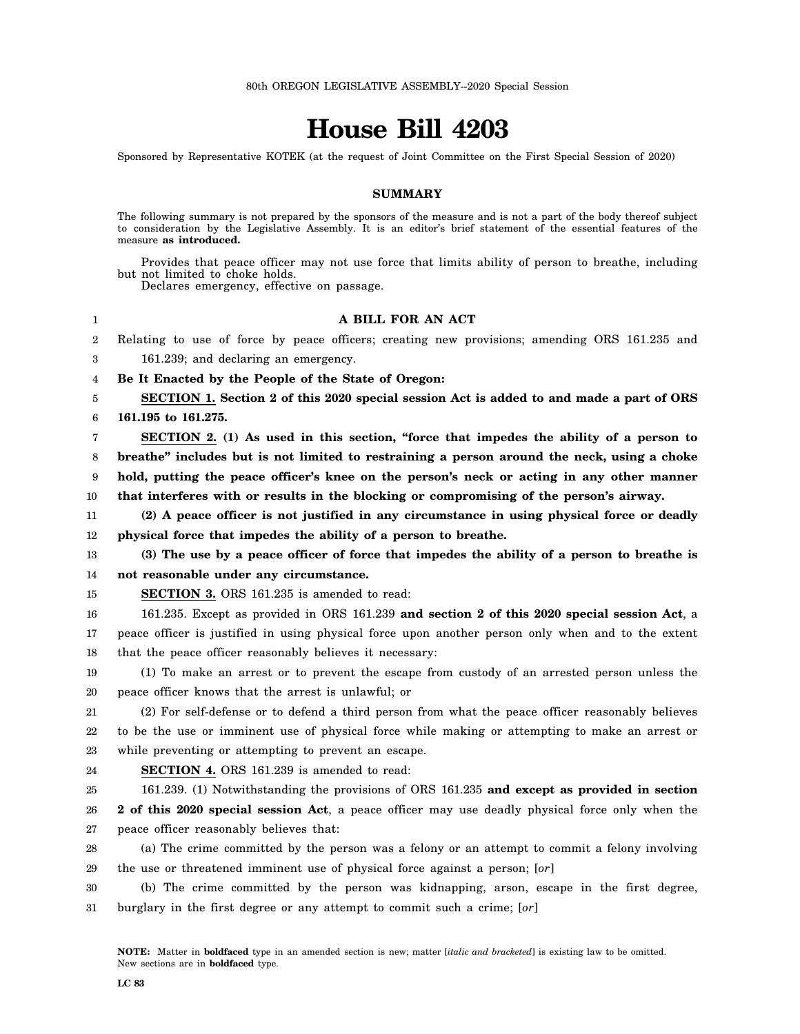80th OREGON LEGISLATIVE ASSEMBLY--2020 Special Session

# House Bill 4203

Sponsored by Representative KOTEK (at the request of Joint Committee on the First Special Session of 2020)

## SUMMARY

The following summary is not prepared by the sponsors of the measure and is not a part of the body thereof subject to consideration by the Legislative Assembly. It is an editor's brief statement of the essential features of the measure **as introduced.**

Provides that peace officer may not use force that limits ability of person to breathe, including but not limited to choke holds.

Declares emergency, effective on passage.

**A BILL FOR AN ACT**

Relating to use of force by peace officers; creating new provisions; amending ORS 161.235 and 161.239; and declaring an emergency.

**Be It Enacted by the People of the State of Oregon:**

**SECTION 1. Section 2 of this 2020 special session Act is added to and made a part of ORS 161.195 to 161.275.**

**SECTION 2. (1) As used in this section, "force that impedes the ability of a person to breathe" includes but is not limited to restraining a person around the neck, using a choke hold, putting the peace officer's knee on the person's neck or acting in any other manner that interferes with or results in the blocking or compromising of the person's airway.**

**(2) A peace officer is not justified in any circumstance in using physical force or deadly physical force that impedes the ability of a person to breathe.**

**(3) The use by a peace officer of force that impedes the ability of a person to breathe is not reasonable under any circumstance.**

**SECTION 3.** ORS 161.235 is amended to read:

161.235. Except as provided in ORS 161.239 **and section 2 of this 2020 special session Act**, a peace officer is justified in using physical force upon another person only when and to the extent that the peace officer reasonably believes it necessary:

(1) To make an arrest or to prevent the escape from custody of an arrested person unless the peace officer knows that the arrest is unlawful; or

(2) For self-defense or to defend a third person from what the peace officer reasonably believes to be the use or imminent use of physical force while making or attempting to make an arrest or while preventing or attempting to prevent an escape.

**SECTION 4.** ORS 161.239 is amended to read:

161.239. (1) Notwithstanding the provisions of ORS 161.235 **and except as provided in section 2 of this 2020 special session Act**, a peace officer may use deadly physical force only when the peace officer reasonably believes that:

(a) The crime committed by the person was a felony or an attempt to commit a felony involving the use or threatened imminent use of physical force against a person; [*or*]

(b) The crime committed by the person was kidnapping, arson, escape in the first degree, burglary in the first degree or any attempt to commit such a crime; [*or*]

**NOTE:** Matter in **boldfaced** type in an amended section is new; matter [*italic and bracketed*] is existing law to be omitted. New sections are in **boldfaced** type.

**LC 83**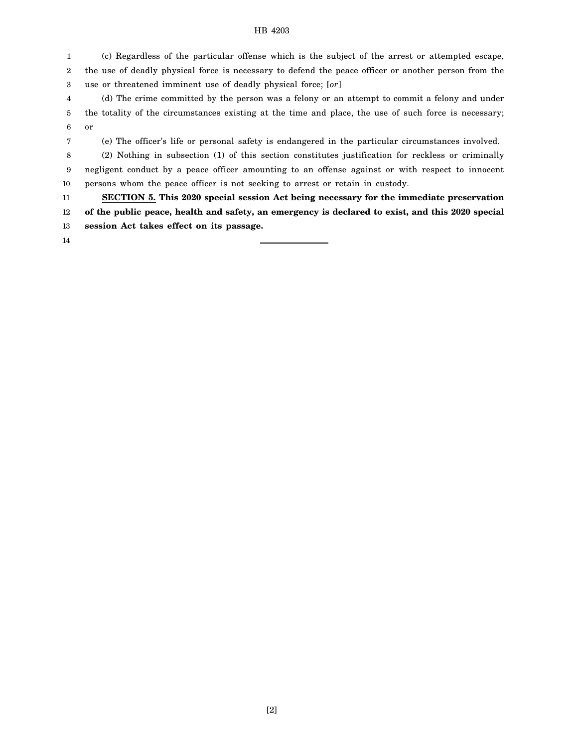(c) Regardless of the particular offense which is the subject of the arrest or attempted escape, the use of deadly physical force is necessary to defend the peace officer or another person from the use or threatened imminent use of deadly physical force; [*or*]

(d) The crime committed by the person was a felony or an attempt to commit a felony and under the totality of the circumstances existing at the time and place, the use of such force is necessary; or

(e) The officer's life or personal safety is endangered in the particular circumstances involved.

(2) Nothing in subsection (1) of this section constitutes justification for reckless or criminally negligent conduct by a peace officer amounting to an offense against or with respect to innocent persons whom the peace officer is not seeking to arrest or retain in custody.

**SECTION 5. This 2020 special session Act being necessary for the immediate preservation of the public peace, health and safety, an emergency is declared to exist, and this 2020 special session Act takes effect on its passage.**